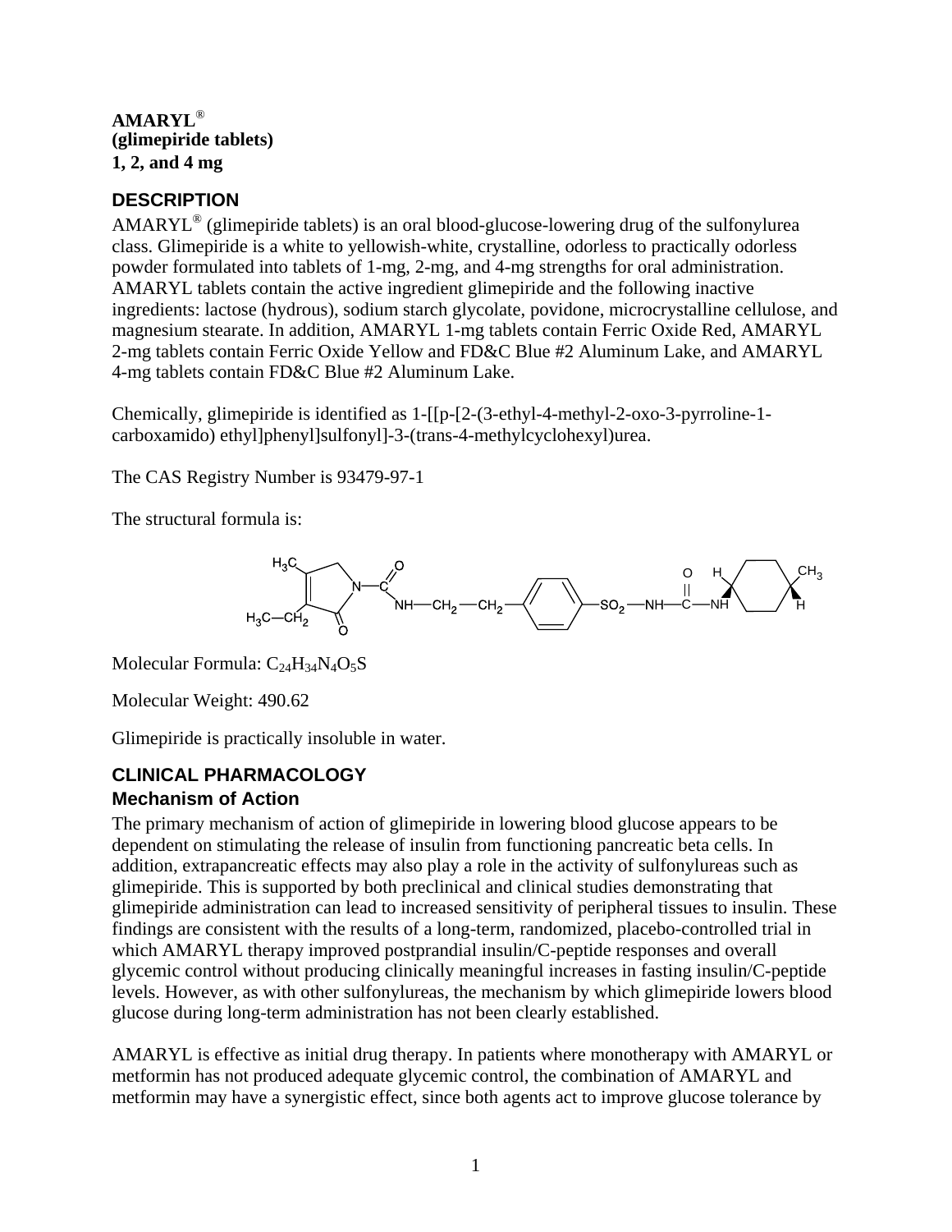**AMARYL®**
**(glimepiride tablets)**
**1, 2, and 4 mg**

## DESCRIPTION

AMARYL® (glimepiride tablets) is an oral blood-glucose-lowering drug of the sulfonylurea class. Glimepiride is a white to yellowish-white, crystalline, odorless to practically odorless powder formulated into tablets of 1-mg, 2-mg, and 4-mg strengths for oral administration. AMARYL tablets contain the active ingredient glimepiride and the following inactive ingredients: lactose (hydrous), sodium starch glycolate, povidone, microcrystalline cellulose, and magnesium stearate. In addition, AMARYL 1-mg tablets contain Ferric Oxide Red, AMARYL 2-mg tablets contain Ferric Oxide Yellow and FD&C Blue #2 Aluminum Lake, and AMARYL 4-mg tablets contain FD&C Blue #2 Aluminum Lake.

Chemically, glimepiride is identified as 1-[[p-[2-(3-ethyl-4-methyl-2-oxo-3-pyrroline-1-carboxamido) ethyl]phenyl]sulfonyl]-3-(trans-4-methylcyclohexyl)urea.

The CAS Registry Number is 93479-97-1

The structural formula is:

Molecular Formula: $C_{24}H_{34}N_4O_5S$

Molecular Weight: 490.62

Glimepiride is practically insoluble in water.

## CLINICAL PHARMACOLOGY

### Mechanism of Action

The primary mechanism of action of glimepiride in lowering blood glucose appears to be dependent on stimulating the release of insulin from functioning pancreatic beta cells. In addition, extrapancreatic effects may also play a role in the activity of sulfonylureas such as glimepiride. This is supported by both preclinical and clinical studies demonstrating that glimepiride administration can lead to increased sensitivity of peripheral tissues to insulin. These findings are consistent with the results of a long-term, randomized, placebo-controlled trial in which AMARYL therapy improved postprandial insulin/C-peptide responses and overall glycemic control without producing clinically meaningful increases in fasting insulin/C-peptide levels. However, as with other sulfonylureas, the mechanism by which glimepiride lowers blood glucose during long-term administration has not been clearly established.

AMARYL is effective as initial drug therapy. In patients where monotherapy with AMARYL or metformin has not produced adequate glycemic control, the combination of AMARYL and metformin may have a synergistic effect, since both agents act to improve glucose tolerance by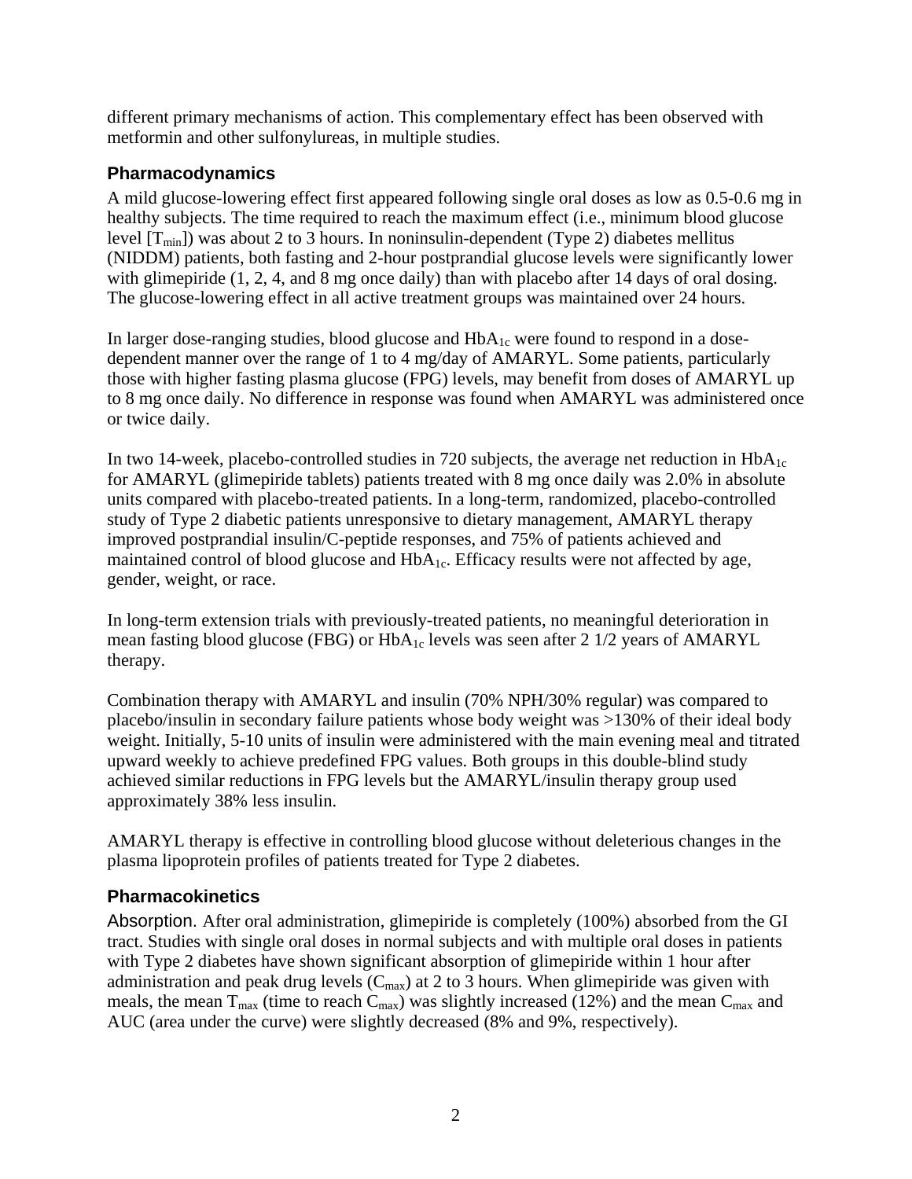different primary mechanisms of action. This complementary effect has been observed with metformin and other sulfonylureas, in multiple studies.

## Pharmacodynamics

A mild glucose-lowering effect first appeared following single oral doses as low as 0.5-0.6 mg in healthy subjects. The time required to reach the maximum effect (i.e., minimum blood glucose level [$T_{min}$]) was about 2 to 3 hours. In noninsulin-dependent (Type 2) diabetes mellitus (NIDDM) patients, both fasting and 2-hour postprandial glucose levels were significantly lower with glimepiride (1, 2, 4, and 8 mg once daily) than with placebo after 14 days of oral dosing. The glucose-lowering effect in all active treatment groups was maintained over 24 hours.

In larger dose-ranging studies, blood glucose and $HbA_{1c}$ were found to respond in a dose-dependent manner over the range of 1 to 4 mg/day of AMARYL. Some patients, particularly those with higher fasting plasma glucose (FPG) levels, may benefit from doses of AMARYL up to 8 mg once daily. No difference in response was found when AMARYL was administered once or twice daily.

In two 14-week, placebo-controlled studies in 720 subjects, the average net reduction in $HbA_{1c}$ for AMARYL (glimepiride tablets) patients treated with 8 mg once daily was 2.0% in absolute units compared with placebo-treated patients. In a long-term, randomized, placebo-controlled study of Type 2 diabetic patients unresponsive to dietary management, AMARYL therapy improved postprandial insulin/C-peptide responses, and 75% of patients achieved and maintained control of blood glucose and $HbA_{1c}$. Efficacy results were not affected by age, gender, weight, or race.

In long-term extension trials with previously-treated patients, no meaningful deterioration in mean fasting blood glucose (FBG) or $HbA_{1c}$ levels was seen after 2 1/2 years of AMARYL therapy.

Combination therapy with AMARYL and insulin (70% NPH/30% regular) was compared to placebo/insulin in secondary failure patients whose body weight was >130% of their ideal body weight. Initially, 5-10 units of insulin were administered with the main evening meal and titrated upward weekly to achieve predefined FPG values. Both groups in this double-blind study achieved similar reductions in FPG levels but the AMARYL/insulin therapy group used approximately 38% less insulin.

AMARYL therapy is effective in controlling blood glucose without deleterious changes in the plasma lipoprotein profiles of patients treated for Type 2 diabetes.

## Pharmacokinetics

Absorption. After oral administration, glimepiride is completely (100%) absorbed from the GI tract. Studies with single oral doses in normal subjects and with multiple oral doses in patients with Type 2 diabetes have shown significant absorption of glimepiride within 1 hour after administration and peak drug levels ($C_{max}$) at 2 to 3 hours. When glimepiride was given with meals, the mean $T_{max}$ (time to reach $C_{max}$) was slightly increased (12%) and the mean $C_{max}$ and AUC (area under the curve) were slightly decreased (8% and 9%, respectively).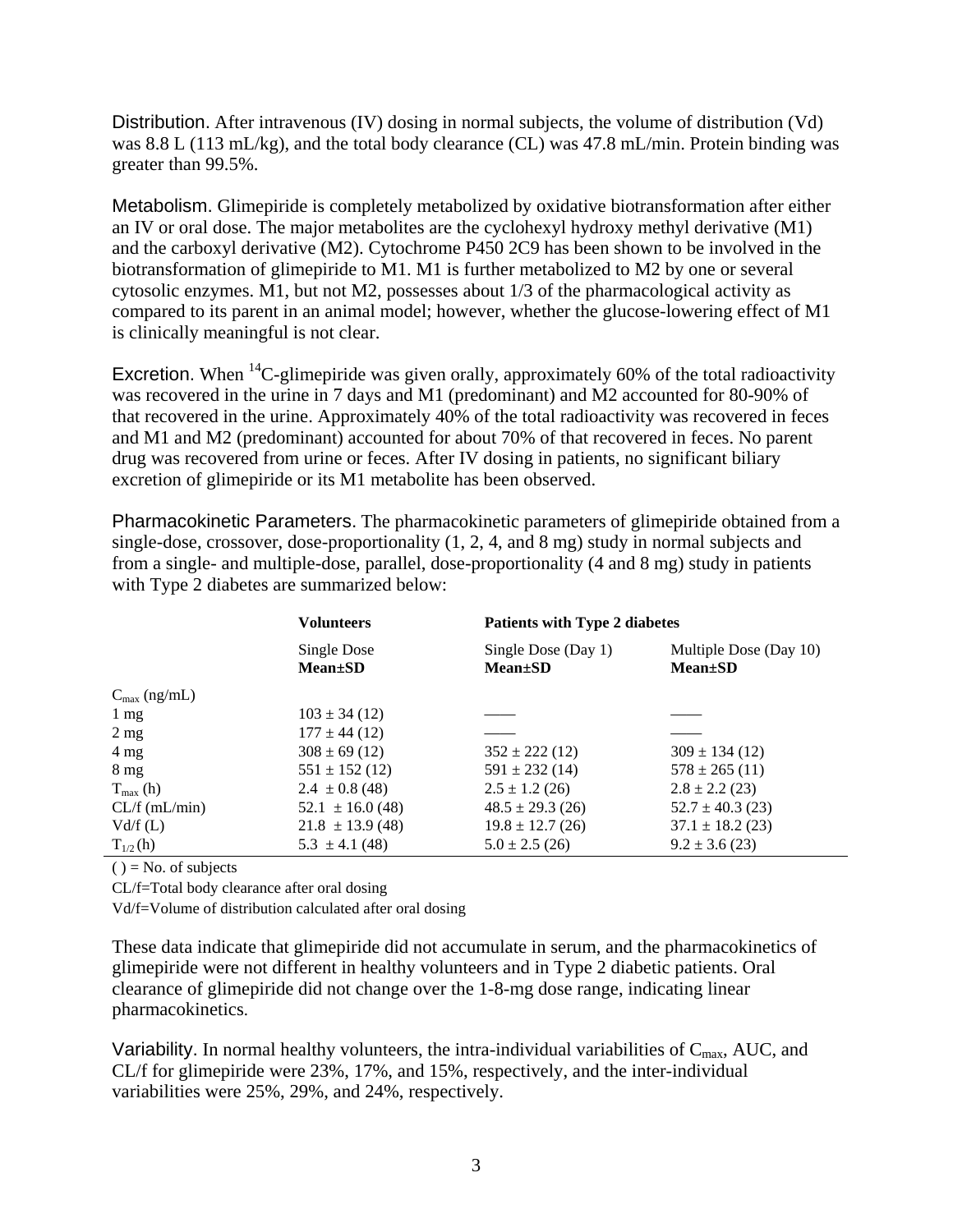**Distribution**. After intravenous (IV) dosing in normal subjects, the volume of distribution (Vd) was 8.8 L (113 mL/kg), and the total body clearance (CL) was 47.8 mL/min. Protein binding was greater than 99.5%.

**Metabolism**. Glimepiride is completely metabolized by oxidative biotransformation after either an IV or oral dose. The major metabolites are the cyclohexyl hydroxy methyl derivative (M1) and the carboxyl derivative (M2). Cytochrome P450 2C9 has been shown to be involved in the biotransformation of glimepiride to M1. M1 is further metabolized to M2 by one or several cytosolic enzymes. M1, but not M2, possesses about 1/3 of the pharmacological activity as compared to its parent in an animal model; however, whether the glucose-lowering effect of M1 is clinically meaningful is not clear.

**Excretion**. When $^{14}$C-glimepiride was given orally, approximately 60% of the total radioactivity was recovered in the urine in 7 days and M1 (predominant) and M2 accounted for 80-90% of that recovered in the urine. Approximately 40% of the total radioactivity was recovered in feces and M1 and M2 (predominant) accounted for about 70% of that recovered in feces. No parent drug was recovered from urine or feces. After IV dosing in patients, no significant biliary excretion of glimepiride or its M1 metabolite has been observed.

**Pharmacokinetic Parameters**. The pharmacokinetic parameters of glimepiride obtained from a single-dose, crossover, dose-proportionality (1, 2, 4, and 8 mg) study in normal subjects and from a single- and multiple-dose, parallel, dose-proportionality (4 and 8 mg) study in patients with Type 2 diabetes are summarized below:

| | **Volunteers** | **Patients with Type 2 diabetes** | |
|---|---|---|---|
| | Single Dose **Mean±SD** | Single Dose (Day 1) **Mean±SD** | Multiple Dose (Day 10) **Mean±SD** |
| $C_{max}$ (ng/mL) | | | |
| 1 mg | 103 ± 34 (12) | —— | —— |
| 2 mg | 177 ± 44 (12) | —— | —— |
| 4 mg | 308 ± 69 (12) | 352 ± 222 (12) | 309 ± 134 (12) |
| 8 mg | 551 ± 152 (12) | 591 ± 232 (14) | 578 ± 265 (11) |
| $T_{max}$ (h) | 2.4 ± 0.8 (48) | 2.5 ± 1.2 (26) | 2.8 ± 2.2 (23) |
| CL/f (mL/min) | 52.1 ± 16.0 (48) | 48.5 ± 29.3 (26) | 52.7 ± 40.3 (23) |
| Vd/f (L) | 21.8 ± 13.9 (48) | 19.8 ± 12.7 (26) | 37.1 ± 18.2 (23) |
| $T_{1/2}$ (h) | 5.3 ± 4.1 (48) | 5.0 ± 2.5 (26) | 9.2 ± 3.6 (23) |

( ) = No. of subjects

CL/f=Total body clearance after oral dosing

Vd/f=Volume of distribution calculated after oral dosing

These data indicate that glimepiride did not accumulate in serum, and the pharmacokinetics of glimepiride were not different in healthy volunteers and in Type 2 diabetic patients. Oral clearance of glimepiride did not change over the 1-8-mg dose range, indicating linear pharmacokinetics.

**Variability**. In normal healthy volunteers, the intra-individual variabilities of $C_{max}$, AUC, and CL/f for glimepiride were 23%, 17%, and 15%, respectively, and the inter-individual variabilities were 25%, 29%, and 24%, respectively.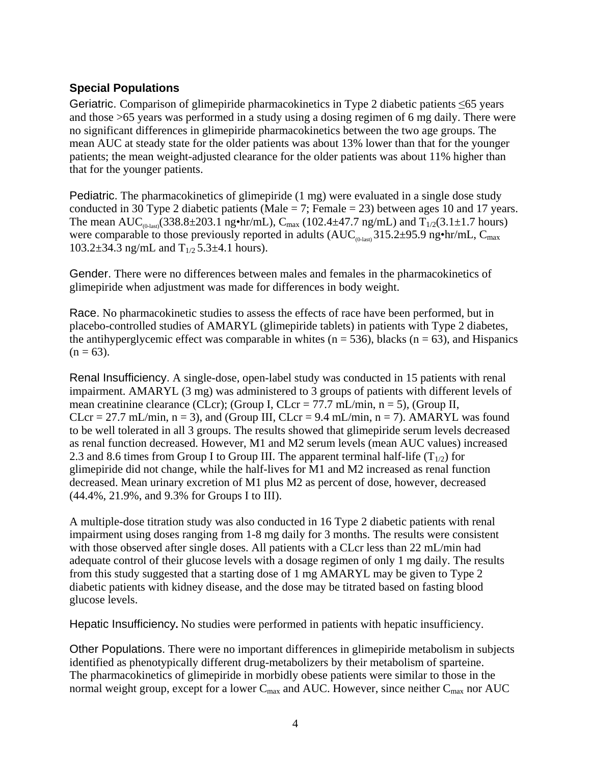### Special Populations

Geriatric. Comparison of glimepiride pharmacokinetics in Type 2 diabetic patients ≤65 years and those >65 years was performed in a study using a dosing regimen of 6 mg daily. There were no significant differences in glimepiride pharmacokinetics between the two age groups. The mean AUC at steady state for the older patients was about 13% lower than that for the younger patients; the mean weight-adjusted clearance for the older patients was about 11% higher than that for the younger patients.

Pediatric. The pharmacokinetics of glimepiride (1 mg) were evaluated in a single dose study conducted in 30 Type 2 diabetic patients (Male = 7; Female = 23) between ages 10 and 17 years. The mean $AUC_{(0\text{-last})}$(338.8±203.1 ng•hr/mL), $C_{max}$ (102.4±47.7 ng/mL) and $T_{1/2}$(3.1±1.7 hours) were comparable to those previously reported in adults ($AUC_{(0\text{-last})}$ 315.2±95.9 ng•hr/mL, $C_{max}$ 103.2±34.3 ng/mL and $T_{1/2}$ 5.3±4.1 hours).

Gender. There were no differences between males and females in the pharmacokinetics of glimepiride when adjustment was made for differences in body weight.

Race. No pharmacokinetic studies to assess the effects of race have been performed, but in placebo-controlled studies of AMARYL (glimepiride tablets) in patients with Type 2 diabetes, the antihyperglycemic effect was comparable in whites (n = 536), blacks (n = 63), and Hispanics (n = 63).

Renal Insufficiency. A single-dose, open-label study was conducted in 15 patients with renal impairment. AMARYL (3 mg) was administered to 3 groups of patients with different levels of mean creatinine clearance (CLcr); (Group I, CLcr = 77.7 mL/min, n = 5), (Group II, CLcr = 27.7 mL/min, n = 3), and (Group III, CLcr = 9.4 mL/min, n = 7). AMARYL was found to be well tolerated in all 3 groups. The results showed that glimepiride serum levels decreased as renal function decreased. However, M1 and M2 serum levels (mean AUC values) increased 2.3 and 8.6 times from Group I to Group III. The apparent terminal half-life ($T_{1/2}$) for glimepiride did not change, while the half-lives for M1 and M2 increased as renal function decreased. Mean urinary excretion of M1 plus M2 as percent of dose, however, decreased (44.4%, 21.9%, and 9.3% for Groups I to III).

A multiple-dose titration study was also conducted in 16 Type 2 diabetic patients with renal impairment using doses ranging from 1-8 mg daily for 3 months. The results were consistent with those observed after single doses. All patients with a CLcr less than 22 mL/min had adequate control of their glucose levels with a dosage regimen of only 1 mg daily. The results from this study suggested that a starting dose of 1 mg AMARYL may be given to Type 2 diabetic patients with kidney disease, and the dose may be titrated based on fasting blood glucose levels.

Hepatic Insufficiency**.** No studies were performed in patients with hepatic insufficiency.

Other Populations. There were no important differences in glimepiride metabolism in subjects identified as phenotypically different drug-metabolizers by their metabolism of sparteine. The pharmacokinetics of glimepiride in morbidly obese patients were similar to those in the normal weight group, except for a lower $C_{max}$ and AUC. However, since neither $C_{max}$ nor AUC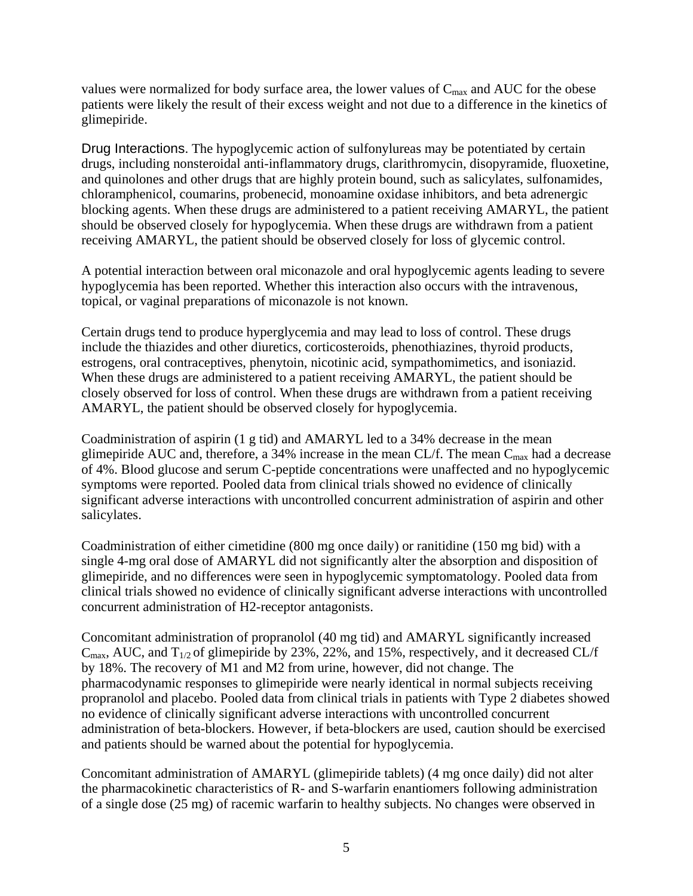values were normalized for body surface area, the lower values of $C_{max}$ and AUC for the obese patients were likely the result of their excess weight and not due to a difference in the kinetics of glimepiride.

Drug Interactions. The hypoglycemic action of sulfonylureas may be potentiated by certain drugs, including nonsteroidal anti-inflammatory drugs, clarithromycin, disopyramide, fluoxetine, and quinolones and other drugs that are highly protein bound, such as salicylates, sulfonamides, chloramphenicol, coumarins, probenecid, monoamine oxidase inhibitors, and beta adrenergic blocking agents. When these drugs are administered to a patient receiving AMARYL, the patient should be observed closely for hypoglycemia. When these drugs are withdrawn from a patient receiving AMARYL, the patient should be observed closely for loss of glycemic control.

A potential interaction between oral miconazole and oral hypoglycemic agents leading to severe hypoglycemia has been reported. Whether this interaction also occurs with the intravenous, topical, or vaginal preparations of miconazole is not known.

Certain drugs tend to produce hyperglycemia and may lead to loss of control. These drugs include the thiazides and other diuretics, corticosteroids, phenothiazines, thyroid products, estrogens, oral contraceptives, phenytoin, nicotinic acid, sympathomimetics, and isoniazid. When these drugs are administered to a patient receiving AMARYL, the patient should be closely observed for loss of control. When these drugs are withdrawn from a patient receiving AMARYL, the patient should be observed closely for hypoglycemia.

Coadministration of aspirin (1 g tid) and AMARYL led to a 34% decrease in the mean glimepiride AUC and, therefore, a 34% increase in the mean CL/f. The mean $C_{max}$ had a decrease of 4%. Blood glucose and serum C-peptide concentrations were unaffected and no hypoglycemic symptoms were reported. Pooled data from clinical trials showed no evidence of clinically significant adverse interactions with uncontrolled concurrent administration of aspirin and other salicylates.

Coadministration of either cimetidine (800 mg once daily) or ranitidine (150 mg bid) with a single 4-mg oral dose of AMARYL did not significantly alter the absorption and disposition of glimepiride, and no differences were seen in hypoglycemic symptomatology. Pooled data from clinical trials showed no evidence of clinically significant adverse interactions with uncontrolled concurrent administration of H2-receptor antagonists.

Concomitant administration of propranolol (40 mg tid) and AMARYL significantly increased $C_{max}$, AUC, and $T_{1/2}$ of glimepiride by 23%, 22%, and 15%, respectively, and it decreased CL/f by 18%. The recovery of M1 and M2 from urine, however, did not change. The pharmacodynamic responses to glimepiride were nearly identical in normal subjects receiving propranolol and placebo. Pooled data from clinical trials in patients with Type 2 diabetes showed no evidence of clinically significant adverse interactions with uncontrolled concurrent administration of beta-blockers. However, if beta-blockers are used, caution should be exercised and patients should be warned about the potential for hypoglycemia.

Concomitant administration of AMARYL (glimepiride tablets) (4 mg once daily) did not alter the pharmacokinetic characteristics of R- and S-warfarin enantiomers following administration of a single dose (25 mg) of racemic warfarin to healthy subjects. No changes were observed in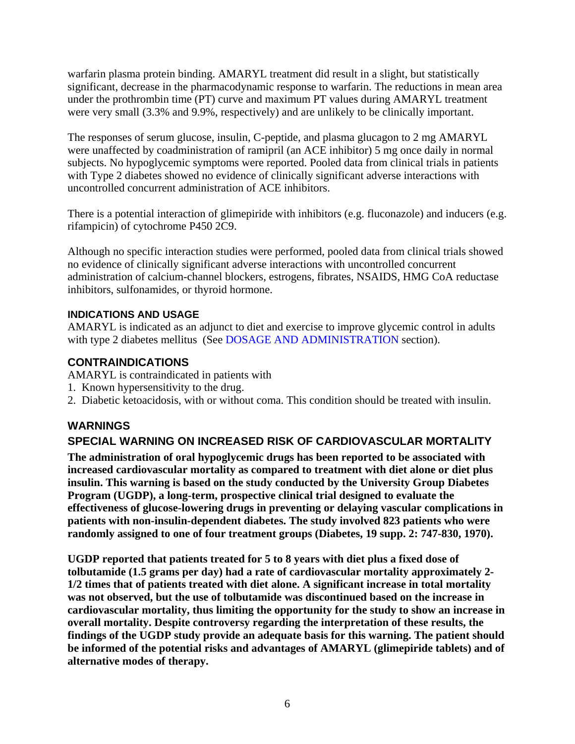warfarin plasma protein binding. AMARYL treatment did result in a slight, but statistically significant, decrease in the pharmacodynamic response to warfarin. The reductions in mean area under the prothrombin time (PT) curve and maximum PT values during AMARYL treatment were very small (3.3% and 9.9%, respectively) and are unlikely to be clinically important.

The responses of serum glucose, insulin, C-peptide, and plasma glucagon to 2 mg AMARYL were unaffected by coadministration of ramipril (an ACE inhibitor) 5 mg once daily in normal subjects. No hypoglycemic symptoms were reported. Pooled data from clinical trials in patients with Type 2 diabetes showed no evidence of clinically significant adverse interactions with uncontrolled concurrent administration of ACE inhibitors.

There is a potential interaction of glimepiride with inhibitors (e.g. fluconazole) and inducers (e.g. rifampicin) of cytochrome P450 2C9.

Although no specific interaction studies were performed, pooled data from clinical trials showed no evidence of clinically significant adverse interactions with uncontrolled concurrent administration of calcium-channel blockers, estrogens, fibrates, NSAIDS, HMG CoA reductase inhibitors, sulfonamides, or thyroid hormone.

### INDICATIONS AND USAGE

AMARYL is indicated as an adjunct to diet and exercise to improve glycemic control in adults with type 2 diabetes mellitus (See DOSAGE AND ADMINISTRATION section).

## CONTRAINDICATIONS

AMARYL is contraindicated in patients with

1. Known hypersensitivity to the drug.
2. Diabetic ketoacidosis, with or without coma. This condition should be treated with insulin.

## WARNINGS

## SPECIAL WARNING ON INCREASED RISK OF CARDIOVASCULAR MORTALITY

**The administration of oral hypoglycemic drugs has been reported to be associated with increased cardiovascular mortality as compared to treatment with diet alone or diet plus insulin. This warning is based on the study conducted by the University Group Diabetes Program (UGDP), a long-term, prospective clinical trial designed to evaluate the effectiveness of glucose-lowering drugs in preventing or delaying vascular complications in patients with non-insulin-dependent diabetes. The study involved 823 patients who were randomly assigned to one of four treatment groups (Diabetes, 19 supp. 2: 747-830, 1970).**

**UGDP reported that patients treated for 5 to 8 years with diet plus a fixed dose of tolbutamide (1.5 grams per day) had a rate of cardiovascular mortality approximately 2-1/2 times that of patients treated with diet alone. A significant increase in total mortality was not observed, but the use of tolbutamide was discontinued based on the increase in cardiovascular mortality, thus limiting the opportunity for the study to show an increase in overall mortality. Despite controversy regarding the interpretation of these results, the findings of the UGDP study provide an adequate basis for this warning. The patient should be informed of the potential risks and advantages of AMARYL (glimepiride tablets) and of alternative modes of therapy.**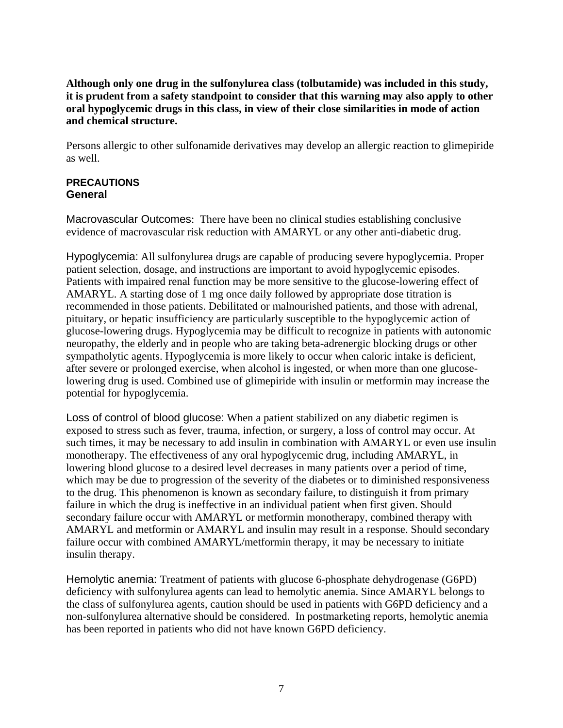**Although only one drug in the sulfonylurea class (tolbutamide) was included in this study, it is prudent from a safety standpoint to consider that this warning may also apply to other oral hypoglycemic drugs in this class, in view of their close similarities in mode of action and chemical structure.**

Persons allergic to other sulfonamide derivatives may develop an allergic reaction to glimepiride as well.

## PRECAUTIONS

### General

Macrovascular Outcomes: There have been no clinical studies establishing conclusive evidence of macrovascular risk reduction with AMARYL or any other anti-diabetic drug.

Hypoglycemia: All sulfonylurea drugs are capable of producing severe hypoglycemia. Proper patient selection, dosage, and instructions are important to avoid hypoglycemic episodes. Patients with impaired renal function may be more sensitive to the glucose-lowering effect of AMARYL. A starting dose of 1 mg once daily followed by appropriate dose titration is recommended in those patients. Debilitated or malnourished patients, and those with adrenal, pituitary, or hepatic insufficiency are particularly susceptible to the hypoglycemic action of glucose-lowering drugs. Hypoglycemia may be difficult to recognize in patients with autonomic neuropathy, the elderly and in people who are taking beta-adrenergic blocking drugs or other sympatholytic agents. Hypoglycemia is more likely to occur when caloric intake is deficient, after severe or prolonged exercise, when alcohol is ingested, or when more than one glucose-lowering drug is used. Combined use of glimepiride with insulin or metformin may increase the potential for hypoglycemia.

Loss of control of blood glucose: When a patient stabilized on any diabetic regimen is exposed to stress such as fever, trauma, infection, or surgery, a loss of control may occur. At such times, it may be necessary to add insulin in combination with AMARYL or even use insulin monotherapy. The effectiveness of any oral hypoglycemic drug, including AMARYL, in lowering blood glucose to a desired level decreases in many patients over a period of time, which may be due to progression of the severity of the diabetes or to diminished responsiveness to the drug. This phenomenon is known as secondary failure, to distinguish it from primary failure in which the drug is ineffective in an individual patient when first given. Should secondary failure occur with AMARYL or metformin monotherapy, combined therapy with AMARYL and metformin or AMARYL and insulin may result in a response. Should secondary failure occur with combined AMARYL/metformin therapy, it may be necessary to initiate insulin therapy.

Hemolytic anemia: Treatment of patients with glucose 6-phosphate dehydrogenase (G6PD) deficiency with sulfonylurea agents can lead to hemolytic anemia. Since AMARYL belongs to the class of sulfonylurea agents, caution should be used in patients with G6PD deficiency and a non-sulfonylurea alternative should be considered. In postmarketing reports, hemolytic anemia has been reported in patients who did not have known G6PD deficiency.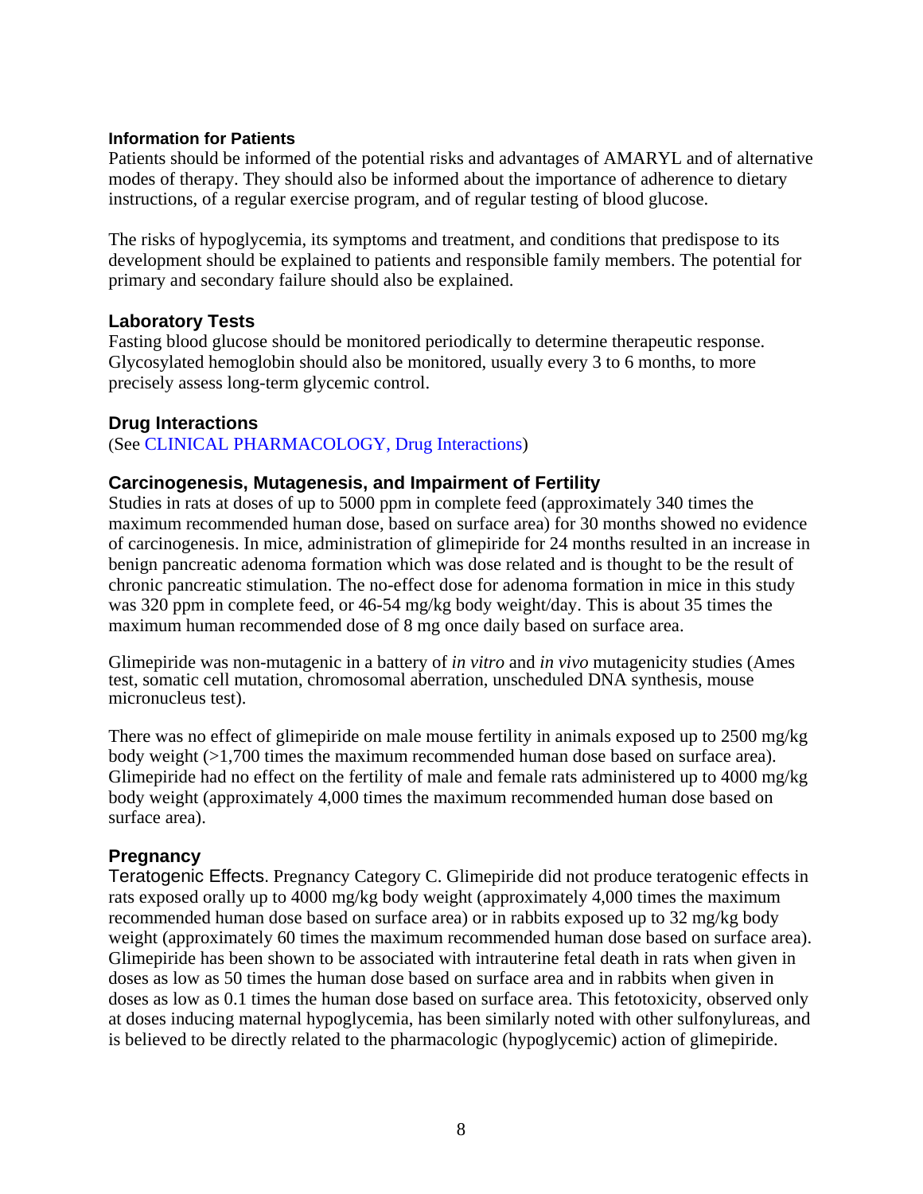### Information for Patients

Patients should be informed of the potential risks and advantages of AMARYL and of alternative modes of therapy. They should also be informed about the importance of adherence to dietary instructions, of a regular exercise program, and of regular testing of blood glucose.

The risks of hypoglycemia, its symptoms and treatment, and conditions that predispose to its development should be explained to patients and responsible family members. The potential for primary and secondary failure should also be explained.

### Laboratory Tests

Fasting blood glucose should be monitored periodically to determine therapeutic response. Glycosylated hemoglobin should also be monitored, usually every 3 to 6 months, to more precisely assess long-term glycemic control.

### Drug Interactions

(See CLINICAL PHARMACOLOGY, Drug Interactions)

### Carcinogenesis, Mutagenesis, and Impairment of Fertility

Studies in rats at doses of up to 5000 ppm in complete feed (approximately 340 times the maximum recommended human dose, based on surface area) for 30 months showed no evidence of carcinogenesis. In mice, administration of glimepiride for 24 months resulted in an increase in benign pancreatic adenoma formation which was dose related and is thought to be the result of chronic pancreatic stimulation. The no-effect dose for adenoma formation in mice in this study was 320 ppm in complete feed, or 46-54 mg/kg body weight/day. This is about 35 times the maximum human recommended dose of 8 mg once daily based on surface area.

Glimepiride was non-mutagenic in a battery of *in vitro* and *in vivo* mutagenicity studies (Ames test, somatic cell mutation, chromosomal aberration, unscheduled DNA synthesis, mouse micronucleus test).

There was no effect of glimepiride on male mouse fertility in animals exposed up to 2500 mg/kg body weight (>1,700 times the maximum recommended human dose based on surface area). Glimepiride had no effect on the fertility of male and female rats administered up to 4000 mg/kg body weight (approximately 4,000 times the maximum recommended human dose based on surface area).

### Pregnancy

Teratogenic Effects. Pregnancy Category C. Glimepiride did not produce teratogenic effects in rats exposed orally up to 4000 mg/kg body weight (approximately 4,000 times the maximum recommended human dose based on surface area) or in rabbits exposed up to 32 mg/kg body weight (approximately 60 times the maximum recommended human dose based on surface area). Glimepiride has been shown to be associated with intrauterine fetal death in rats when given in doses as low as 50 times the human dose based on surface area and in rabbits when given in doses as low as 0.1 times the human dose based on surface area. This fetotoxicity, observed only at doses inducing maternal hypoglycemia, has been similarly noted with other sulfonylureas, and is believed to be directly related to the pharmacologic (hypoglycemic) action of glimepiride.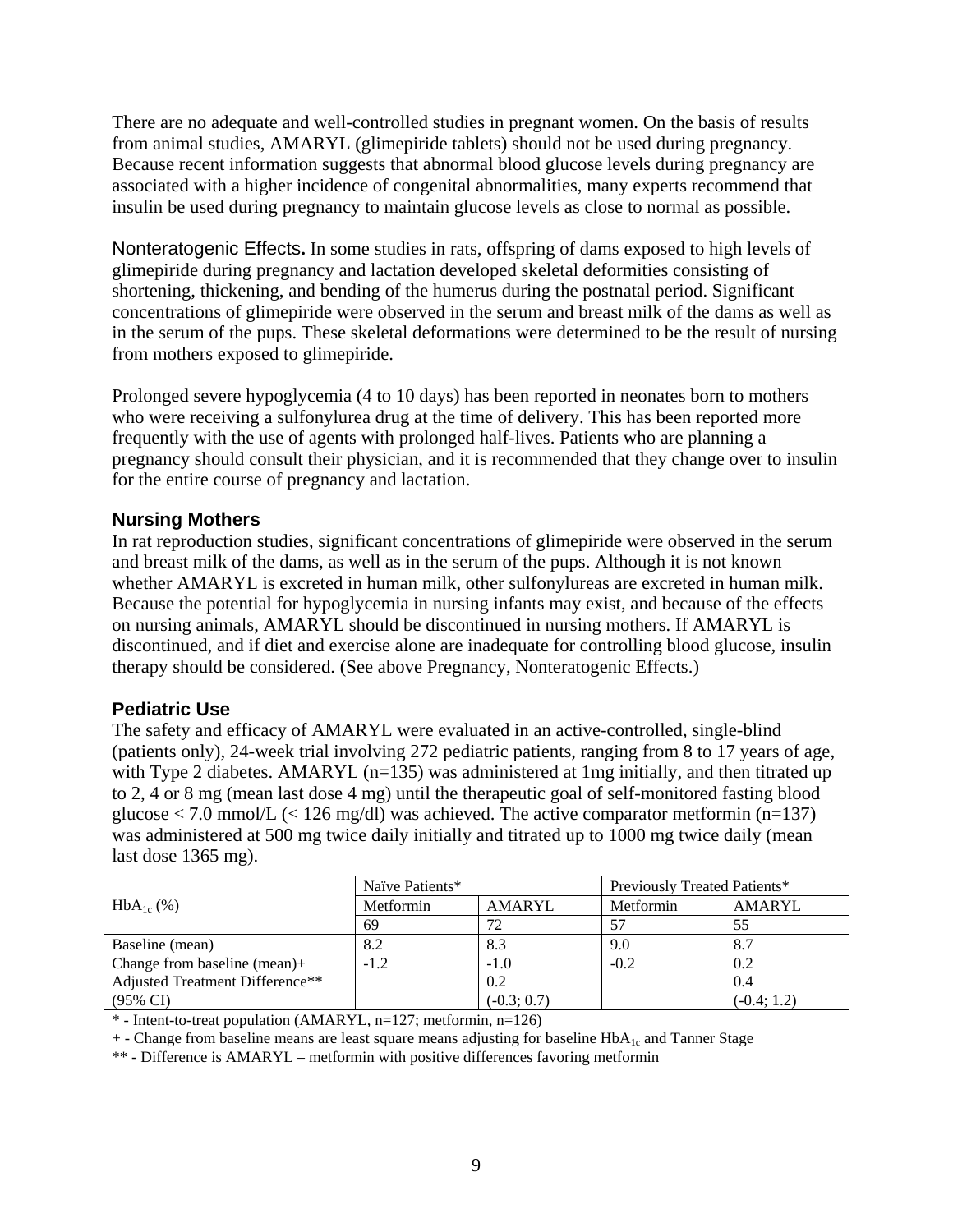There are no adequate and well-controlled studies in pregnant women. On the basis of results from animal studies, AMARYL (glimepiride tablets) should not be used during pregnancy. Because recent information suggests that abnormal blood glucose levels during pregnancy are associated with a higher incidence of congenital abnormalities, many experts recommend that insulin be used during pregnancy to maintain glucose levels as close to normal as possible.

Nonteratogenic Effects**.** In some studies in rats, offspring of dams exposed to high levels of glimepiride during pregnancy and lactation developed skeletal deformities consisting of shortening, thickening, and bending of the humerus during the postnatal period. Significant concentrations of glimepiride were observed in the serum and breast milk of the dams as well as in the serum of the pups. These skeletal deformations were determined to be the result of nursing from mothers exposed to glimepiride.

Prolonged severe hypoglycemia (4 to 10 days) has been reported in neonates born to mothers who were receiving a sulfonylurea drug at the time of delivery. This has been reported more frequently with the use of agents with prolonged half-lives. Patients who are planning a pregnancy should consult their physician, and it is recommended that they change over to insulin for the entire course of pregnancy and lactation.

### Nursing Mothers

In rat reproduction studies, significant concentrations of glimepiride were observed in the serum and breast milk of the dams, as well as in the serum of the pups. Although it is not known whether AMARYL is excreted in human milk, other sulfonylureas are excreted in human milk. Because the potential for hypoglycemia in nursing infants may exist, and because of the effects on nursing animals, AMARYL should be discontinued in nursing mothers. If AMARYL is discontinued, and if diet and exercise alone are inadequate for controlling blood glucose, insulin therapy should be considered. (See above Pregnancy, Nonteratogenic Effects.)

### Pediatric Use

The safety and efficacy of AMARYL were evaluated in an active-controlled, single-blind (patients only), 24-week trial involving 272 pediatric patients, ranging from 8 to 17 years of age, with Type 2 diabetes. AMARYL (n=135) was administered at 1mg initially, and then titrated up to 2, 4 or 8 mg (mean last dose 4 mg) until the therapeutic goal of self-monitored fasting blood glucose < 7.0 mmol/L (< 126 mg/dl) was achieved. The active comparator metformin (n=137) was administered at 500 mg twice daily initially and titrated up to 1000 mg twice daily (mean last dose 1365 mg).

| $HbA_{1c}$ (%) | Naïve Patients* | | Previously Treated Patients* | |
|---|---|---|---|---|
| | Metformin | AMARYL | Metformin | AMARYL |
| | 69 | 72 | 57 | 55 |
| Baseline (mean) | 8.2 | 8.3 | 9.0 | 8.7 |
| Change from baseline (mean)+ | -1.2 | -1.0 | -0.2 | 0.2 |
| Adjusted Treatment Difference** | | 0.2 | | 0.4 |
| (95% CI) | | (-0.3; 0.7) | | (-0.4; 1.2) |

\* - Intent-to-treat population (AMARYL, n=127; metformin, n=126)

\+ - Change from baseline means are least square means adjusting for baseline $HbA_{1c}$ and Tanner Stage

\** - Difference is AMARYL – metformin with positive differences favoring metformin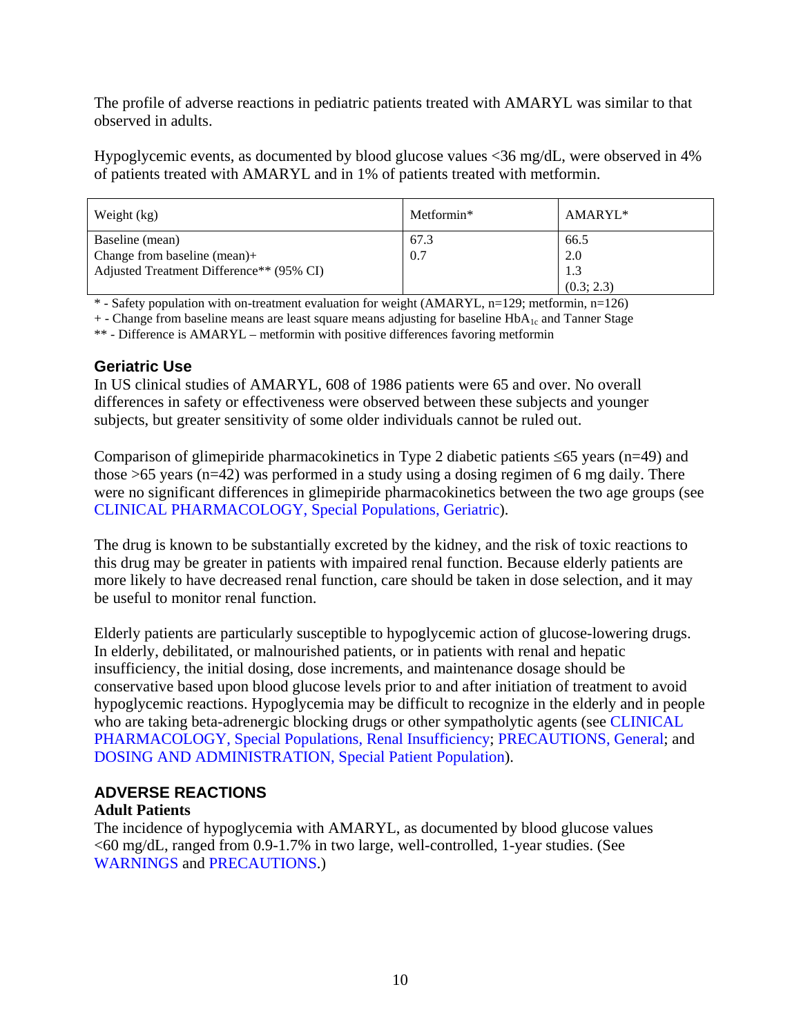The profile of adverse reactions in pediatric patients treated with AMARYL was similar to that observed in adults.

Hypoglycemic events, as documented by blood glucose values <36 mg/dL, were observed in 4% of patients treated with AMARYL and in 1% of patients treated with metformin.

| Weight (kg) | Metformin* | AMARYL* |
|---|---|---|
| Baseline (mean) | 67.3 | 66.5 |
| Change from baseline (mean)+ | 0.7 | 2.0 |
| Adjusted Treatment Difference** (95% CI) | | 1.3 (0.3; 2.3) |

* - Safety population with on-treatment evaluation for weight (AMARYL, n=129; metformin, n=126)

+ - Change from baseline means are least square means adjusting for baseline $HbA_{1c}$ and Tanner Stage

** - Difference is AMARYL – metformin with positive differences favoring metformin

### Geriatric Use

In US clinical studies of AMARYL, 608 of 1986 patients were 65 and over. No overall differences in safety or effectiveness were observed between these subjects and younger subjects, but greater sensitivity of some older individuals cannot be ruled out.

Comparison of glimepiride pharmacokinetics in Type 2 diabetic patients ≤65 years (n=49) and those >65 years (n=42) was performed in a study using a dosing regimen of 6 mg daily. There were no significant differences in glimepiride pharmacokinetics between the two age groups (see CLINICAL PHARMACOLOGY, Special Populations, Geriatric).

The drug is known to be substantially excreted by the kidney, and the risk of toxic reactions to this drug may be greater in patients with impaired renal function. Because elderly patients are more likely to have decreased renal function, care should be taken in dose selection, and it may be useful to monitor renal function.

Elderly patients are particularly susceptible to hypoglycemic action of glucose-lowering drugs. In elderly, debilitated, or malnourished patients, or in patients with renal and hepatic insufficiency, the initial dosing, dose increments, and maintenance dosage should be conservative based upon blood glucose levels prior to and after initiation of treatment to avoid hypoglycemic reactions. Hypoglycemia may be difficult to recognize in the elderly and in people who are taking beta-adrenergic blocking drugs or other sympatholytic agents (see CLINICAL PHARMACOLOGY, Special Populations, Renal Insufficiency; PRECAUTIONS, General; and DOSING AND ADMINISTRATION, Special Patient Population).

## ADVERSE REACTIONS

**Adult Patients**

The incidence of hypoglycemia with AMARYL, as documented by blood glucose values <60 mg/dL, ranged from 0.9-1.7% in two large, well-controlled, 1-year studies. (See WARNINGS and PRECAUTIONS.)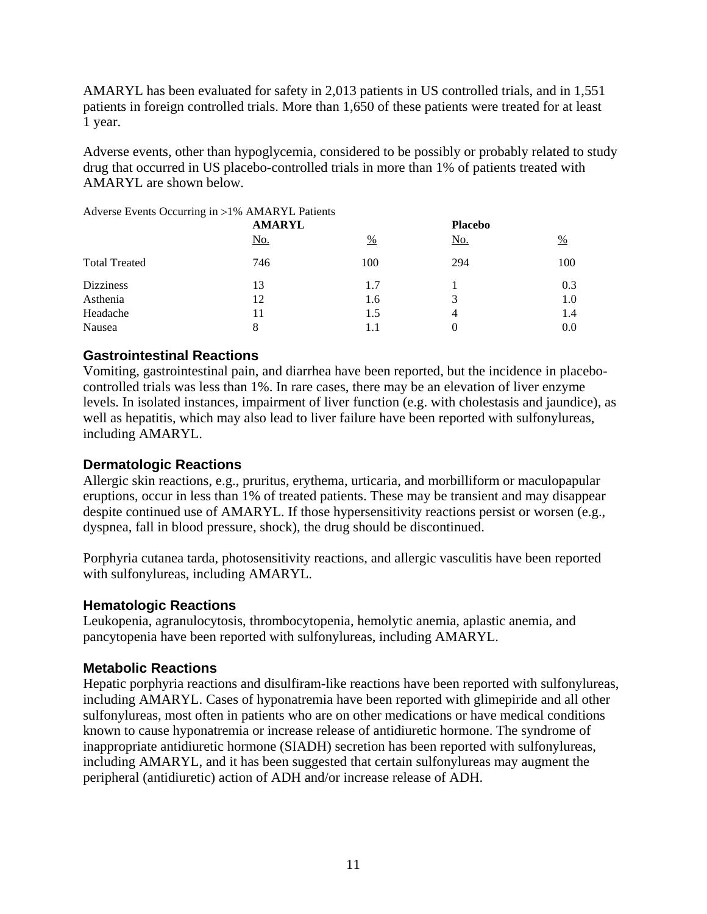AMARYL has been evaluated for safety in 2,013 patients in US controlled trials, and in 1,551 patients in foreign controlled trials. More than 1,650 of these patients were treated for at least 1 year.

Adverse events, other than hypoglycemia, considered to be possibly or probably related to study drug that occurred in US placebo-controlled trials in more than 1% of patients treated with AMARYL are shown below.

Adverse Events Occurring in >1% AMARYL Patients

| | **AMARYL** | | **Placebo** | |
|---|---|---|---|---|
| | No. | % | No. | % |
| Total Treated | 746 | 100 | 294 | 100 |
| Dizziness | 13 | 1.7 | 1 | 0.3 |
| Asthenia | 12 | 1.6 | 3 | 1.0 |
| Headache | 11 | 1.5 | 4 | 1.4 |
| Nausea | 8 | 1.1 | 0 | 0.0 |

### Gastrointestinal Reactions

Vomiting, gastrointestinal pain, and diarrhea have been reported, but the incidence in placebo-controlled trials was less than 1%. In rare cases, there may be an elevation of liver enzyme levels. In isolated instances, impairment of liver function (e.g. with cholestasis and jaundice), as well as hepatitis, which may also lead to liver failure have been reported with sulfonylureas, including AMARYL.

### Dermatologic Reactions

Allergic skin reactions, e.g., pruritus, erythema, urticaria, and morbilliform or maculopapular eruptions, occur in less than 1% of treated patients. These may be transient and may disappear despite continued use of AMARYL. If those hypersensitivity reactions persist or worsen (e.g., dyspnea, fall in blood pressure, shock), the drug should be discontinued.

Porphyria cutanea tarda, photosensitivity reactions, and allergic vasculitis have been reported with sulfonylureas, including AMARYL.

### Hematologic Reactions

Leukopenia, agranulocytosis, thrombocytopenia, hemolytic anemia, aplastic anemia, and pancytopenia have been reported with sulfonylureas, including AMARYL.

### Metabolic Reactions

Hepatic porphyria reactions and disulfiram-like reactions have been reported with sulfonylureas, including AMARYL. Cases of hyponatremia have been reported with glimepiride and all other sulfonylureas, most often in patients who are on other medications or have medical conditions known to cause hyponatremia or increase release of antidiuretic hormone. The syndrome of inappropriate antidiuretic hormone (SIADH) secretion has been reported with sulfonylureas, including AMARYL, and it has been suggested that certain sulfonylureas may augment the peripheral (antidiuretic) action of ADH and/or increase release of ADH.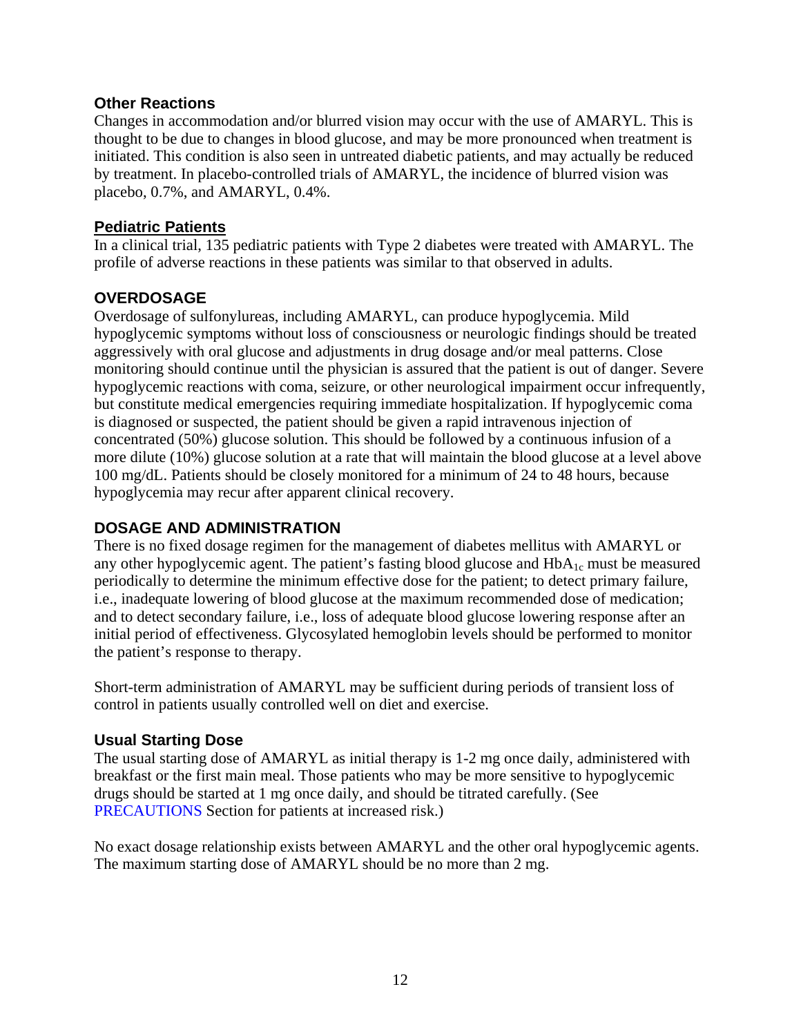### Other Reactions

Changes in accommodation and/or blurred vision may occur with the use of AMARYL. This is thought to be due to changes in blood glucose, and may be more pronounced when treatment is initiated. This condition is also seen in untreated diabetic patients, and may actually be reduced by treatment. In placebo-controlled trials of AMARYL, the incidence of blurred vision was placebo, 0.7%, and AMARYL, 0.4%.

### Pediatric Patients

In a clinical trial, 135 pediatric patients with Type 2 diabetes were treated with AMARYL. The profile of adverse reactions in these patients was similar to that observed in adults.

## OVERDOSAGE

Overdosage of sulfonylureas, including AMARYL, can produce hypoglycemia. Mild hypoglycemic symptoms without loss of consciousness or neurologic findings should be treated aggressively with oral glucose and adjustments in drug dosage and/or meal patterns. Close monitoring should continue until the physician is assured that the patient is out of danger. Severe hypoglycemic reactions with coma, seizure, or other neurological impairment occur infrequently, but constitute medical emergencies requiring immediate hospitalization. If hypoglycemic coma is diagnosed or suspected, the patient should be given a rapid intravenous injection of concentrated (50%) glucose solution. This should be followed by a continuous infusion of a more dilute (10%) glucose solution at a rate that will maintain the blood glucose at a level above 100 mg/dL. Patients should be closely monitored for a minimum of 24 to 48 hours, because hypoglycemia may recur after apparent clinical recovery.

## DOSAGE AND ADMINISTRATION

There is no fixed dosage regimen for the management of diabetes mellitus with AMARYL or any other hypoglycemic agent. The patient's fasting blood glucose and $HbA_{1c}$ must be measured periodically to determine the minimum effective dose for the patient; to detect primary failure, i.e., inadequate lowering of blood glucose at the maximum recommended dose of medication; and to detect secondary failure, i.e., loss of adequate blood glucose lowering response after an initial period of effectiveness. Glycosylated hemoglobin levels should be performed to monitor the patient's response to therapy.

Short-term administration of AMARYL may be sufficient during periods of transient loss of control in patients usually controlled well on diet and exercise.

### Usual Starting Dose

The usual starting dose of AMARYL as initial therapy is 1-2 mg once daily, administered with breakfast or the first main meal. Those patients who may be more sensitive to hypoglycemic drugs should be started at 1 mg once daily, and should be titrated carefully. (See PRECAUTIONS Section for patients at increased risk.)

No exact dosage relationship exists between AMARYL and the other oral hypoglycemic agents. The maximum starting dose of AMARYL should be no more than 2 mg.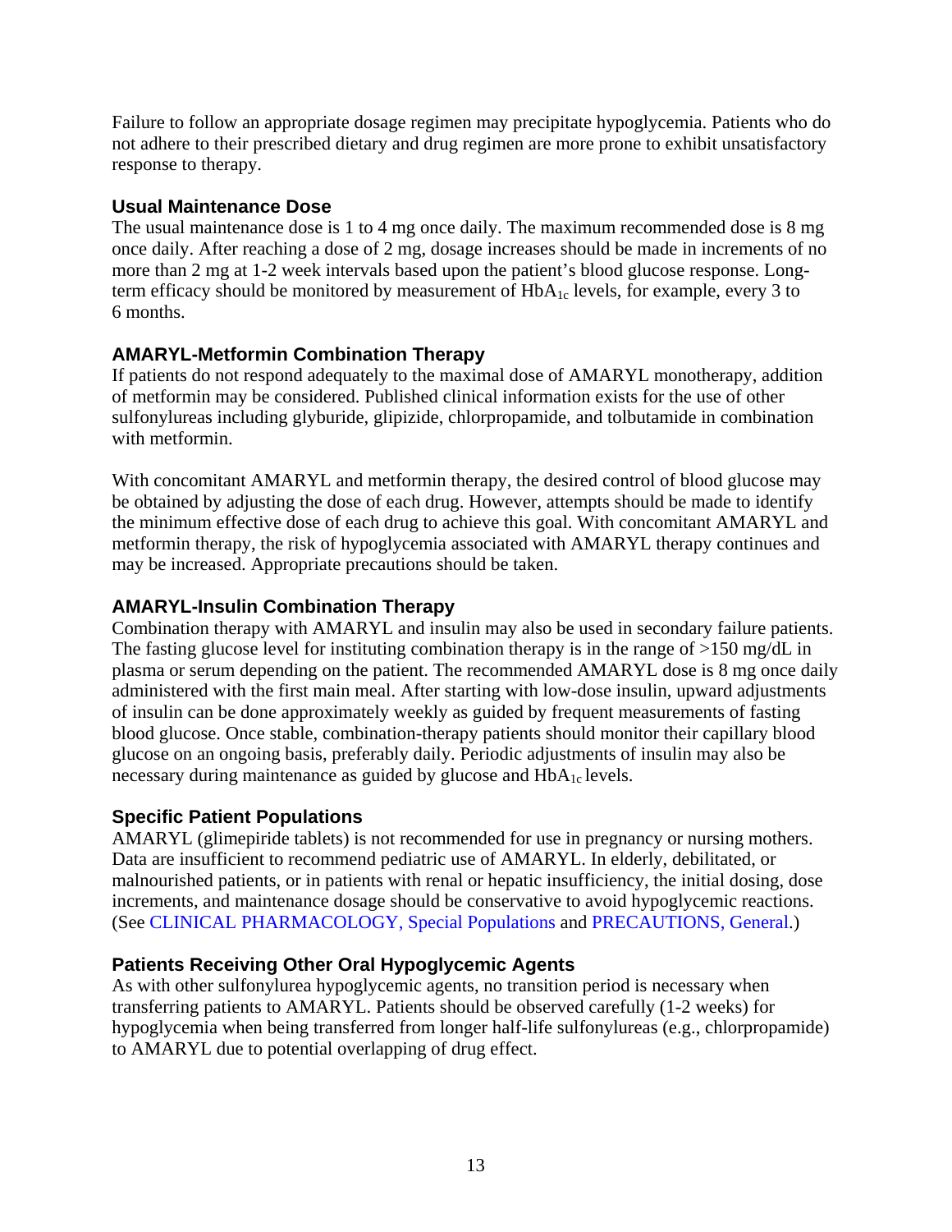Failure to follow an appropriate dosage regimen may precipitate hypoglycemia. Patients who do not adhere to their prescribed dietary and drug regimen are more prone to exhibit unsatisfactory response to therapy.

### Usual Maintenance Dose

The usual maintenance dose is 1 to 4 mg once daily. The maximum recommended dose is 8 mg once daily. After reaching a dose of 2 mg, dosage increases should be made in increments of no more than 2 mg at 1-2 week intervals based upon the patient's blood glucose response. Long-term efficacy should be monitored by measurement of $HbA_{1c}$ levels, for example, every 3 to 6 months.

### AMARYL-Metformin Combination Therapy

If patients do not respond adequately to the maximal dose of AMARYL monotherapy, addition of metformin may be considered. Published clinical information exists for the use of other sulfonylureas including glyburide, glipizide, chlorpropamide, and tolbutamide in combination with metformin.

With concomitant AMARYL and metformin therapy, the desired control of blood glucose may be obtained by adjusting the dose of each drug. However, attempts should be made to identify the minimum effective dose of each drug to achieve this goal. With concomitant AMARYL and metformin therapy, the risk of hypoglycemia associated with AMARYL therapy continues and may be increased. Appropriate precautions should be taken.

### AMARYL-Insulin Combination Therapy

Combination therapy with AMARYL and insulin may also be used in secondary failure patients. The fasting glucose level for instituting combination therapy is in the range of >150 mg/dL in plasma or serum depending on the patient. The recommended AMARYL dose is 8 mg once daily administered with the first main meal. After starting with low-dose insulin, upward adjustments of insulin can be done approximately weekly as guided by frequent measurements of fasting blood glucose. Once stable, combination-therapy patients should monitor their capillary blood glucose on an ongoing basis, preferably daily. Periodic adjustments of insulin may also be necessary during maintenance as guided by glucose and $HbA_{1c}$ levels.

### Specific Patient Populations

AMARYL (glimepiride tablets) is not recommended for use in pregnancy or nursing mothers. Data are insufficient to recommend pediatric use of AMARYL. In elderly, debilitated, or malnourished patients, or in patients with renal or hepatic insufficiency, the initial dosing, dose increments, and maintenance dosage should be conservative to avoid hypoglycemic reactions. (See CLINICAL PHARMACOLOGY, Special Populations and PRECAUTIONS, General.)

### Patients Receiving Other Oral Hypoglycemic Agents

As with other sulfonylurea hypoglycemic agents, no transition period is necessary when transferring patients to AMARYL. Patients should be observed carefully (1-2 weeks) for hypoglycemia when being transferred from longer half-life sulfonylureas (e.g., chlorpropamide) to AMARYL due to potential overlapping of drug effect.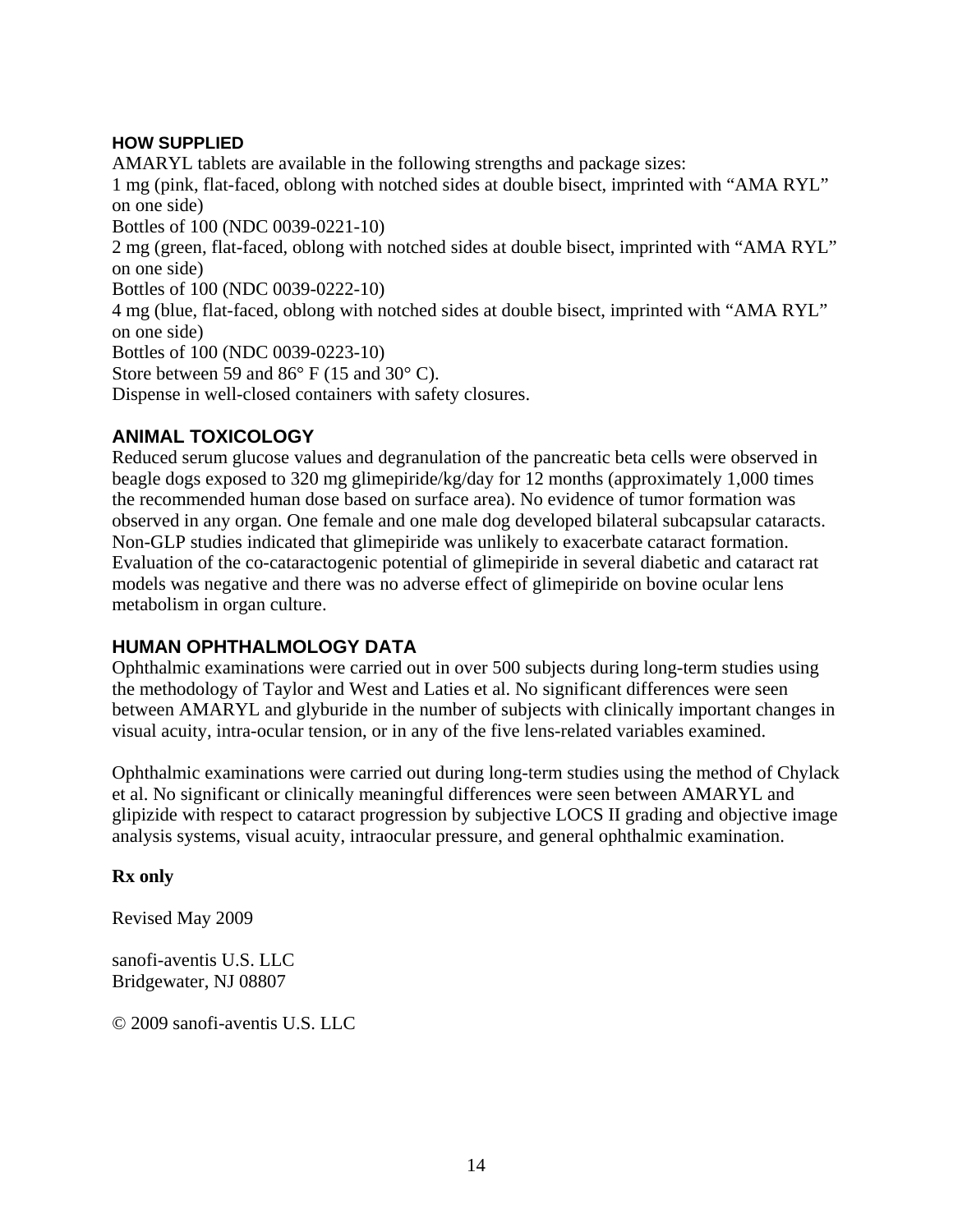## HOW SUPPLIED

AMARYL tablets are available in the following strengths and package sizes:

1 mg (pink, flat-faced, oblong with notched sides at double bisect, imprinted with "AMA RYL" on one side)

Bottles of 100 (NDC 0039-0221-10)

2 mg (green, flat-faced, oblong with notched sides at double bisect, imprinted with "AMA RYL" on one side)

Bottles of 100 (NDC 0039-0222-10)

4 mg (blue, flat-faced, oblong with notched sides at double bisect, imprinted with "AMA RYL" on one side)

Bottles of 100 (NDC 0039-0223-10)

Store between 59 and 86° F (15 and 30° C).

Dispense in well-closed containers with safety closures.

## ANIMAL TOXICOLOGY

Reduced serum glucose values and degranulation of the pancreatic beta cells were observed in beagle dogs exposed to 320 mg glimepiride/kg/day for 12 months (approximately 1,000 times the recommended human dose based on surface area). No evidence of tumor formation was observed in any organ. One female and one male dog developed bilateral subcapsular cataracts. Non-GLP studies indicated that glimepiride was unlikely to exacerbate cataract formation. Evaluation of the co-cataractogenic potential of glimepiride in several diabetic and cataract rat models was negative and there was no adverse effect of glimepiride on bovine ocular lens metabolism in organ culture.

## HUMAN OPHTHALMOLOGY DATA

Ophthalmic examinations were carried out in over 500 subjects during long-term studies using the methodology of Taylor and West and Laties et al. No significant differences were seen between AMARYL and glyburide in the number of subjects with clinically important changes in visual acuity, intra-ocular tension, or in any of the five lens-related variables examined.

Ophthalmic examinations were carried out during long-term studies using the method of Chylack et al. No significant or clinically meaningful differences were seen between AMARYL and glipizide with respect to cataract progression by subjective LOCS II grading and objective image analysis systems, visual acuity, intraocular pressure, and general ophthalmic examination.

**Rx only**

Revised May 2009

sanofi-aventis U.S. LLC
Bridgewater, NJ 08807

© 2009 sanofi-aventis U.S. LLC